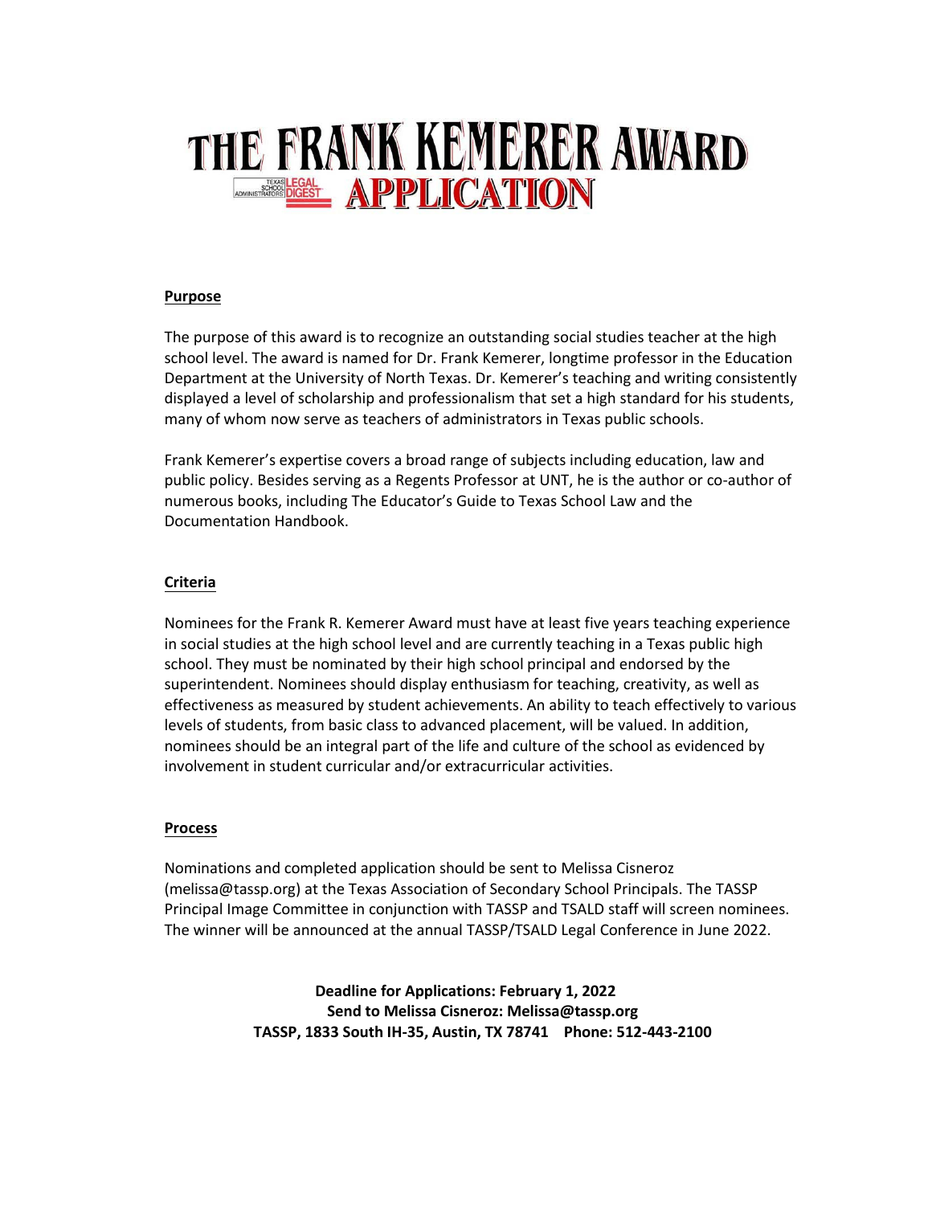# THE FRANK KEMERER AWARD

TEXAS SCHOOL ADMINISTRATORS LEGAL DIGEST

## APPLICATION

**Purpose**

The purpose of this award is to recognize an outstanding social studies teacher at the high school level. The award is named for Dr. Frank Kemerer, longtime professor in the Education Department at the University of North Texas. Dr. Kemerer's teaching and writing consistently displayed a level of scholarship and professionalism that set a high standard for his students, many of whom now serve as teachers of administrators in Texas public schools.

Frank Kemerer's expertise covers a broad range of subjects including education, law and public policy. Besides serving as a Regents Professor at UNT, he is the author or co-author of numerous books, including The Educator's Guide to Texas School Law and the Documentation Handbook.

**Criteria**

Nominees for the Frank R. Kemerer Award must have at least five years teaching experience in social studies at the high school level and are currently teaching in a Texas public high school. They must be nominated by their high school principal and endorsed by the superintendent. Nominees should display enthusiasm for teaching, creativity, as well as effectiveness as measured by student achievements. An ability to teach effectively to various levels of students, from basic class to advanced placement, will be valued. In addition, nominees should be an integral part of the life and culture of the school as evidenced by involvement in student curricular and/or extracurricular activities.

**Process**

Nominations and completed application should be sent to Melissa Cisneroz (melissa@tassp.org) at the Texas Association of Secondary School Principals. The TASSP Principal Image Committee in conjunction with TASSP and TSALD staff will screen nominees. The winner will be announced at the annual TASSP/TSALD Legal Conference in June 2022.

**Deadline for Applications: February 1, 2022**
**Send to Melissa Cisneroz: Melissa@tassp.org**
**TASSP, 1833 South IH-35, Austin, TX 78741 Phone: 512-443-2100**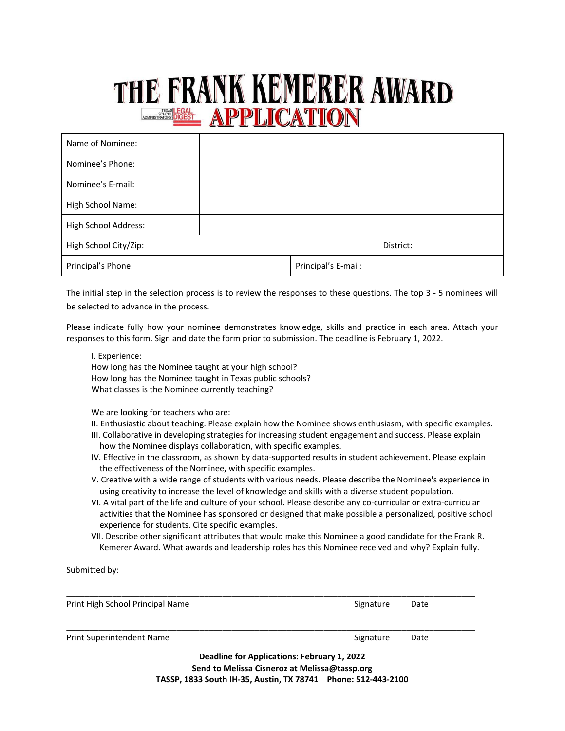# THE FRANK KEMERER AWARD

TEXAS SCHOOL ADMINISTRATORS LEGAL DIGEST

## APPLICATION

| | | | |
|---|---|---|---|
| Name of Nominee: | | | |
| Nominee's Phone: | | | |
| Nominee's E-mail: | | | |
| High School Name: | | | |
| High School Address: | | | |
| High School City/Zip: | | District: | |
| Principal's Phone: | | Principal's E-mail: | |

The initial step in the selection process is to review the responses to these questions. The top 3 - 5 nominees will be selected to advance in the process.

Please indicate fully how your nominee demonstrates knowledge, skills and practice in each area. Attach your responses to this form. Sign and date the form prior to submission. The deadline is February 1, 2022.

I. Experience:
How long has the Nominee taught at your high school?
How long has the Nominee taught in Texas public schools?
What classes is the Nominee currently teaching?

We are looking for teachers who are:

II. Enthusiastic about teaching. Please explain how the Nominee shows enthusiasm, with specific examples.

III. Collaborative in developing strategies for increasing student engagement and success. Please explain how the Nominee displays collaboration, with specific examples.

IV. Effective in the classroom, as shown by data-supported results in student achievement. Please explain the effectiveness of the Nominee, with specific examples.

V. Creative with a wide range of students with various needs. Please describe the Nominee's experience in using creativity to increase the level of knowledge and skills with a diverse student population.

VI. A vital part of the life and culture of your school. Please describe any co-curricular or extra-curricular activities that the Nominee has sponsored or designed that make possible a personalized, positive school experience for students. Cite specific examples.

VII. Describe other significant attributes that would make this Nominee a good candidate for the Frank R. Kemerer Award. What awards and leadership roles has this Nominee received and why? Explain fully.

Submitted by:

\_\_\_\_\_\_\_\_\_\_\_\_\_\_\_\_\_\_\_\_\_\_\_\_\_\_\_\_\_\_\_\_\_\_\_\_\_\_\_\_\_\_\_\_\_\_\_\_\_\_\_\_\_\_\_\_\_\_\_\_\_\_\_\_\_\_\_\_\_\_\_\_\_\_\_\_\_\_\_\_\_\_\_\_

Print High School Principal Name Signature Date

\_\_\_\_\_\_\_\_\_\_\_\_\_\_\_\_\_\_\_\_\_\_\_\_\_\_\_\_\_\_\_\_\_\_\_\_\_\_\_\_\_\_\_\_\_\_\_\_\_\_\_\_\_\_\_\_\_\_\_\_\_\_\_\_\_\_\_\_\_\_\_\_\_\_\_\_\_\_\_\_\_\_\_\_

Print Superintendent Name Signature Date

**Deadline for Applications: February 1, 2022**
**Send to Melissa Cisneroz at Melissa@tassp.org**
**TASSP, 1833 South IH-35, Austin, TX 78741 Phone: 512-443-2100**